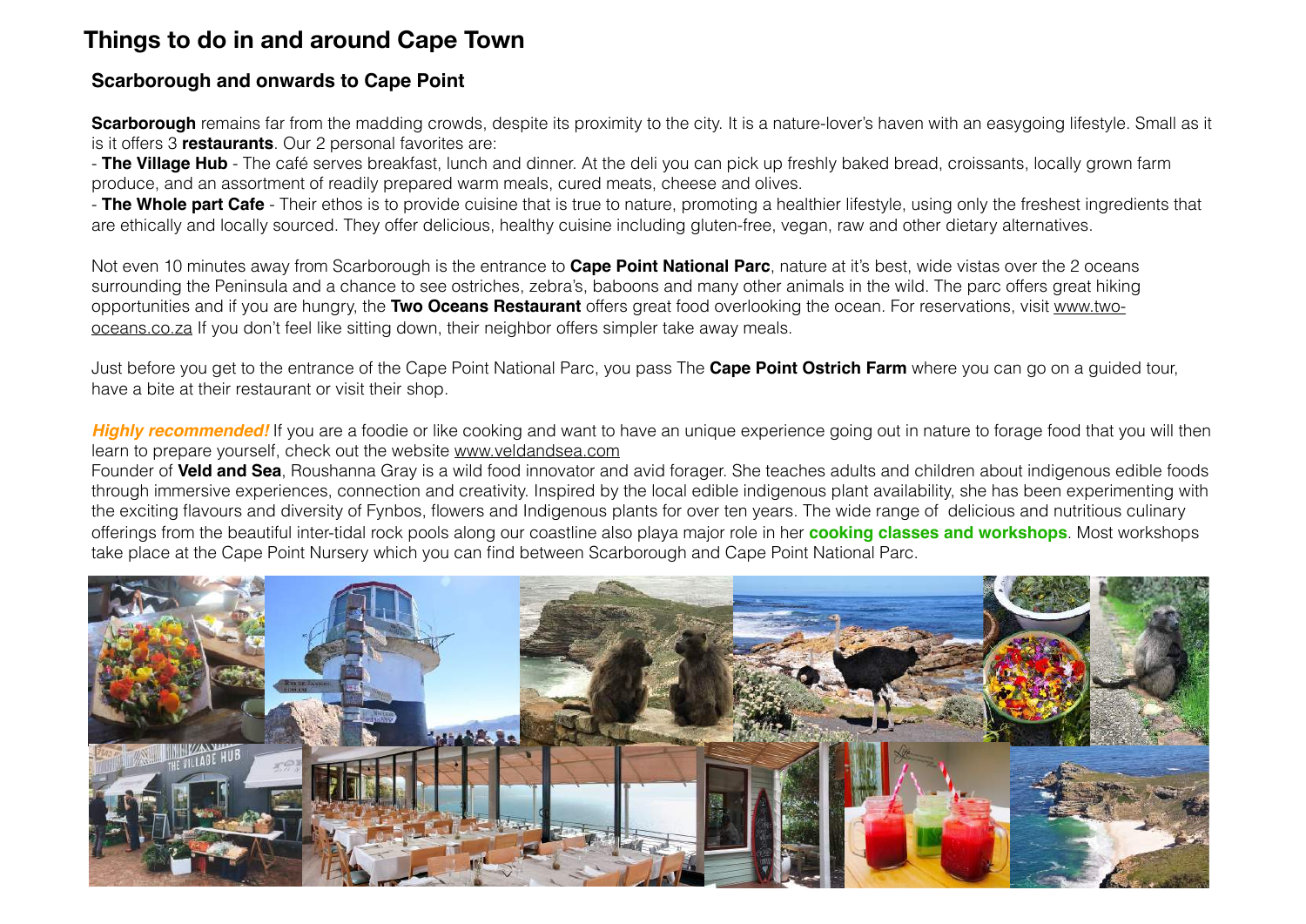# Things to do in and around Cape Town

## Scarborough and onwards to Cape Point

**Scarborough** remains far from the madding crowds, despite its proximity to the city. It is a nature-lover's haven with an easygoing lifestyle. Small as it is it offers 3 **restaurants**. Our 2 personal favorites are:

- **The Village Hub** - The café serves breakfast, lunch and dinner. At the deli you can pick up freshly baked bread, croissants, locally grown farm produce, and an assortment of readily prepared warm meals, cured meats, cheese and olives.
- **The Whole part Cafe** - Their ethos is to provide cuisine that is true to nature, promoting a healthier lifestyle, using only the freshest ingredients that are ethically and locally sourced. They offer delicious, healthy cuisine including gluten-free, vegan, raw and other dietary alternatives.

Not even 10 minutes away from Scarborough is the entrance to **Cape Point National Parc**, nature at it's best, wide vistas over the 2 oceans surrounding the Peninsula and a chance to see ostriches, zebra's, baboons and many other animals in the wild. The parc offers great hiking opportunities and if you are hungry, the **Two Oceans Restaurant** offers great food overlooking the ocean. For reservations, visit www.two-oceans.co.za If you don't feel like sitting down, their neighbor offers simpler take away meals.

Just before you get to the entrance of the Cape Point National Parc, you pass The **Cape Point Ostrich Farm** where you can go on a guided tour, have a bite at their restaurant or visit their shop.

***Highly recommended!*** If you are a foodie or like cooking and want to have an unique experience going out in nature to forage food that you will then learn to prepare yourself, check out the website www.veldandsea.com

Founder of **Veld and Sea**, Roushanna Gray is a wild food innovator and avid forager. She teaches adults and children about indigenous edible foods through immersive experiences, connection and creativity. Inspired by the local edible indigenous plant availability, she has been experimenting with the exciting flavours and diversity of Fynbos, flowers and Indigenous plants for over ten years. The wide range of delicious and nutritious culinary offerings from the beautiful inter-tidal rock pools along our coastline also playa major role in her **cooking classes and workshops**. Most workshops take place at the Cape Point Nursery which you can find between Scarborough and Cape Point National Parc.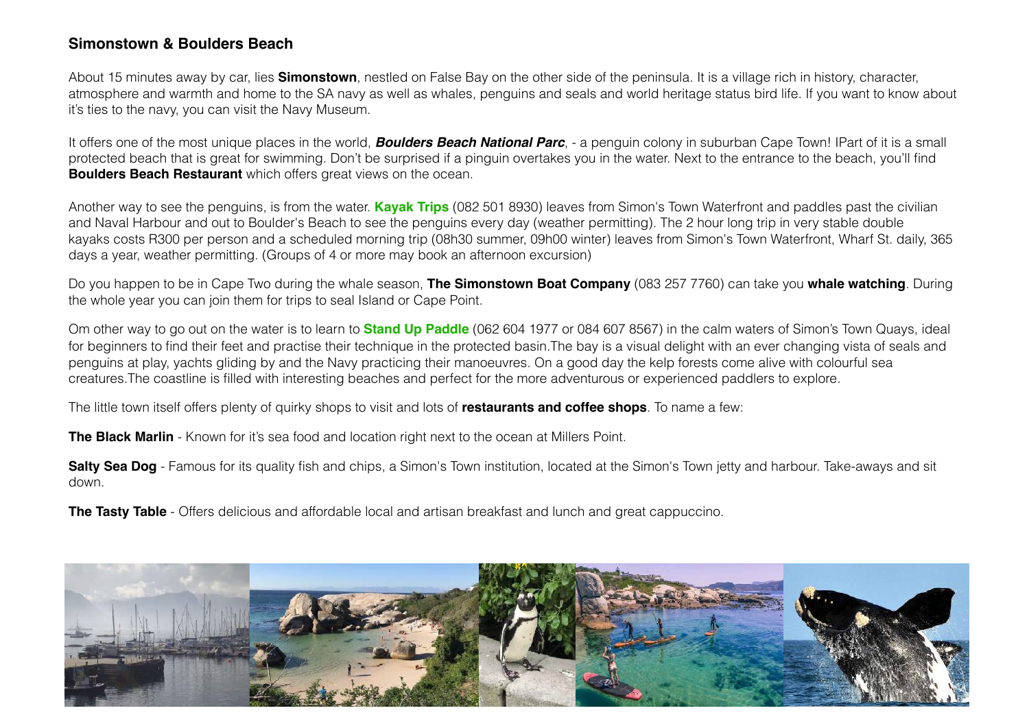## Simonstown & Boulders Beach

About 15 minutes away by car, lies **Simonstown**, nestled on False Bay on the other side of the peninsula. It is a village rich in history, character, atmosphere and warmth and home to the SA navy as well as whales, penguins and seals and world heritage status bird life. If you want to know about it's ties to the navy, you can visit the Navy Museum.

It offers one of the most unique places in the world, ***Boulders Beach National Parc***, - a penguin colony in suburban Cape Town! IPart of it is a small protected beach that is great for swimming. Don't be surprised if a pinguin overtakes you in the water. Next to the entrance to the beach, you'll find **Boulders Beach Restaurant** which offers great views on the ocean.

Another way to see the penguins, is from the water. **Kayak Trips** (082 501 8930) leaves from Simon's Town Waterfront and paddles past the civilian and Naval Harbour and out to Boulder's Beach to see the penguins every day (weather permitting). The 2 hour long trip in very stable double kayaks costs R300 per person and a scheduled morning trip (08h30 summer, 09h00 winter) leaves from Simon's Town Waterfront, Wharf St. daily, 365 days a year, weather permitting. (Groups of 4 or more may book an afternoon excursion)

Do you happen to be in Cape Two during the whale season, **The Simonstown Boat Company** (083 257 7760) can take you **whale watching**. During the whole year you can join them for trips to seal Island or Cape Point.

Om other way to go out on the water is to learn to **Stand Up Paddle** (062 604 1977 or 084 607 8567) in the calm waters of Simon's Town Quays, ideal for beginners to find their feet and practise their technique in the protected basin.The bay is a visual delight with an ever changing vista of seals and penguins at play, yachts gliding by and the Navy practicing their manoeuvres. On a good day the kelp forests come alive with colourful sea creatures.The coastline is filled with interesting beaches and perfect for the more adventurous or experienced paddlers to explore.

The little town itself offers plenty of quirky shops to visit and lots of **restaurants and coffee shops**. To name a few:

**The Black Marlin** - Known for it's sea food and location right next to the ocean at Millers Point.

**Salty Sea Dog** - Famous for its quality fish and chips, a Simon's Town institution, located at the Simon's Town jetty and harbour. Take-aways and sit down.

**The Tasty Table** - Offers delicious and affordable local and artisan breakfast and lunch and great cappuccino.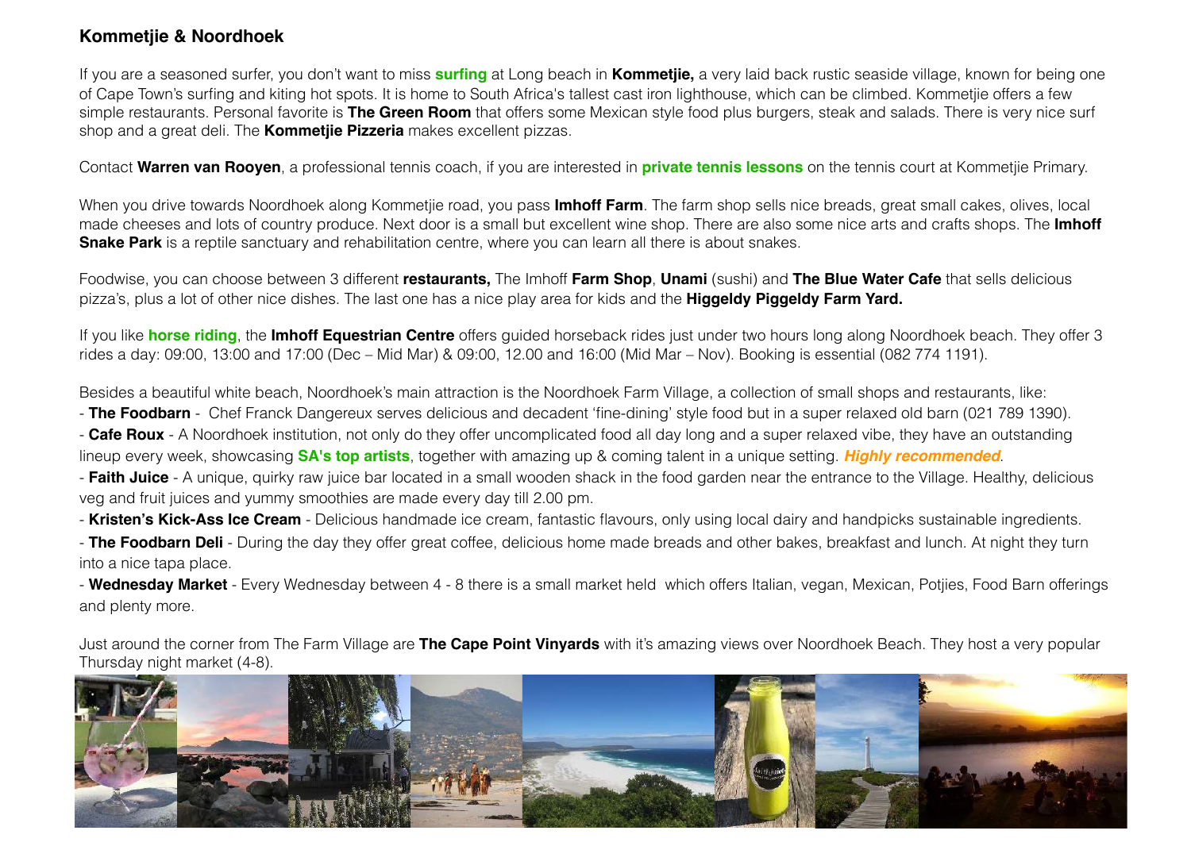## Kommetjie & Noordhoek

If you are a seasoned surfer, you don't want to miss **surfing** at Long beach in **Kommetjie,** a very laid back rustic seaside village, known for being one of Cape Town's surfing and kiting hot spots. It is home to South Africa's tallest cast iron lighthouse, which can be climbed. Kommetjie offers a few simple restaurants. Personal favorite is **The Green Room** that offers some Mexican style food plus burgers, steak and salads. There is very nice surf shop and a great deli. The **Kommetjie Pizzeria** makes excellent pizzas.

Contact **Warren van Rooyen**, a professional tennis coach, if you are interested in **private tennis lessons** on the tennis court at Kommetjie Primary.

When you drive towards Noordhoek along Kommetjie road, you pass **Imhoff Farm**. The farm shop sells nice breads, great small cakes, olives, local made cheeses and lots of country produce. Next door is a small but excellent wine shop. There are also some nice arts and crafts shops. The **Imhoff Snake Park** is a reptile sanctuary and rehabilitation centre, where you can learn all there is about snakes.

Foodwise, you can choose between 3 different **restaurants,** The Imhoff **Farm Shop**, **Unami** (sushi) and **The Blue Water Cafe** that sells delicious pizza's, plus a lot of other nice dishes. The last one has a nice play area for kids and the **Higgeldy Piggeldy Farm Yard.**

If you like **horse riding**, the **Imhoff Equestrian Centre** offers guided horseback rides just under two hours long along Noordhoek beach. They offer 3 rides a day: 09:00, 13:00 and 17:00 (Dec – Mid Mar) & 09:00, 12.00 and 16:00 (Mid Mar – Nov). Booking is essential (082 774 1191).

Besides a beautiful white beach, Noordhoek's main attraction is the Noordhoek Farm Village, a collection of small shops and restaurants, like:

- **The Foodbarn** - Chef Franck Dangereux serves delicious and decadent 'fine-dining' style food but in a super relaxed old barn (021 789 1390).
- **Cafe Roux** - A Noordhoek institution, not only do they offer uncomplicated food all day long and a super relaxed vibe, they have an outstanding lineup every week, showcasing **SA's top artists**, together with amazing up & coming talent in a unique setting. ***Highly recommended***.
- **Faith Juice** - A unique, quirky raw juice bar located in a small wooden shack in the food garden near the entrance to the Village. Healthy, delicious veg and fruit juices and yummy smoothies are made every day till 2.00 pm.
- **Kristen's Kick-Ass Ice Cream** - Delicious handmade ice cream, fantastic flavours, only using local dairy and handpicks sustainable ingredients.
- **The Foodbarn Deli** - During the day they offer great coffee, delicious home made breads and other bakes, breakfast and lunch. At night they turn into a nice tapa place.
- **Wednesday Market** - Every Wednesday between 4 - 8 there is a small market held which offers Italian, vegan, Mexican, Potjies, Food Barn offerings and plenty more.

Just around the corner from The Farm Village are **The Cape Point Vinyards** with it's amazing views over Noordhoek Beach. They host a very popular Thursday night market (4-8).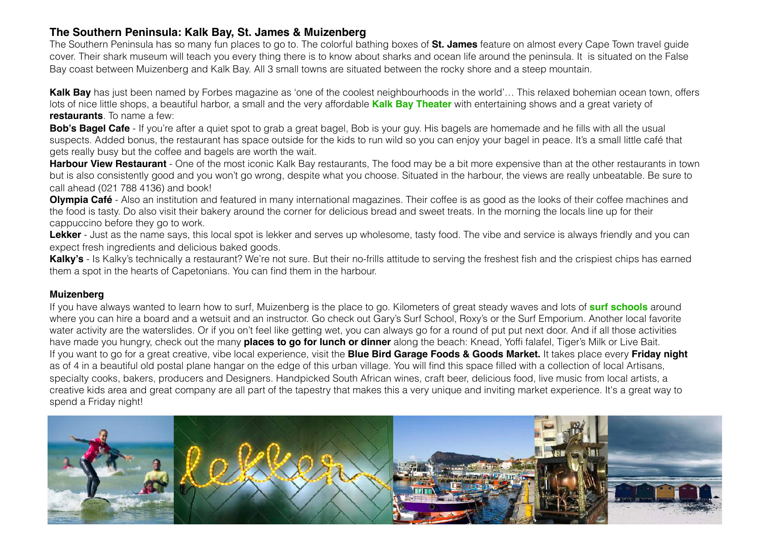## The Southern Peninsula: Kalk Bay, St. James & Muizenberg

The Southern Peninsula has so many fun places to go to. The colorful bathing boxes of **St. James** feature on almost every Cape Town travel guide cover. Their shark museum will teach you every thing there is to know about sharks and ocean life around the peninsula. It is situated on the False Bay coast between Muizenberg and Kalk Bay. All 3 small towns are situated between the rocky shore and a steep mountain.

**Kalk Bay** has just been named by Forbes magazine as 'one of the coolest neighbourhoods in the world'… This relaxed bohemian ocean town, offers lots of nice little shops, a beautiful harbor, a small and the very affordable **Kalk Bay Theater** with entertaining shows and a great variety of **restaurants**. To name a few:

**Bob's Bagel Cafe** - If you're after a quiet spot to grab a great bagel, Bob is your guy. His bagels are homemade and he fills with all the usual suspects. Added bonus, the restaurant has space outside for the kids to run wild so you can enjoy your bagel in peace. It's a small little café that gets really busy but the coffee and bagels are worth the wait.

**Harbour View Restaurant** - One of the most iconic Kalk Bay restaurants, The food may be a bit more expensive than at the other restaurants in town but is also consistently good and you won't go wrong, despite what you choose. Situated in the harbour, the views are really unbeatable. Be sure to call ahead (021 788 4136) and book!

**Olympia Café** - Also an institution and featured in many international magazines. Their coffee is as good as the looks of their coffee machines and the food is tasty. Do also visit their bakery around the corner for delicious bread and sweet treats. In the morning the locals line up for their cappuccino before they go to work.

**Lekker** - Just as the name says, this local spot is lekker and serves up wholesome, tasty food. The vibe and service is always friendly and you can expect fresh ingredients and delicious baked goods.

**Kalky's** - Is Kalky's technically a restaurant? We're not sure. But their no-frills attitude to serving the freshest fish and the crispiest chips has earned them a spot in the hearts of Capetonians. You can find them in the harbour.

### Muizenberg

If you have always wanted to learn how to surf, Muizenberg is the place to go. Kilometers of great steady waves and lots of **surf schools** around where you can hire a board and a wetsuit and an instructor. Go check out Gary's Surf School, Roxy's or the Surf Emporium. Another local favorite water activity are the waterslides. Or if you on't feel like getting wet, you can always go for a round of put put next door. And if all those activities have made you hungry, check out the many **places to go for lunch or dinner** along the beach: Knead, Yoffi falafel, Tiger's Milk or Live Bait.

If you want to go for a great creative, vibe local experience, visit the **Blue Bird Garage Foods & Goods Market.** It takes place every **Friday night** as of 4 in a beautiful old postal plane hangar on the edge of this urban village. You will find this space filled with a collection of local Artisans, specialty cooks, bakers, producers and Designers. Handpicked South African wines, craft beer, delicious food, live music from local artists, a creative kids area and great company are all part of the tapestry that makes this a very unique and inviting market experience. It's a great way to spend a Friday night!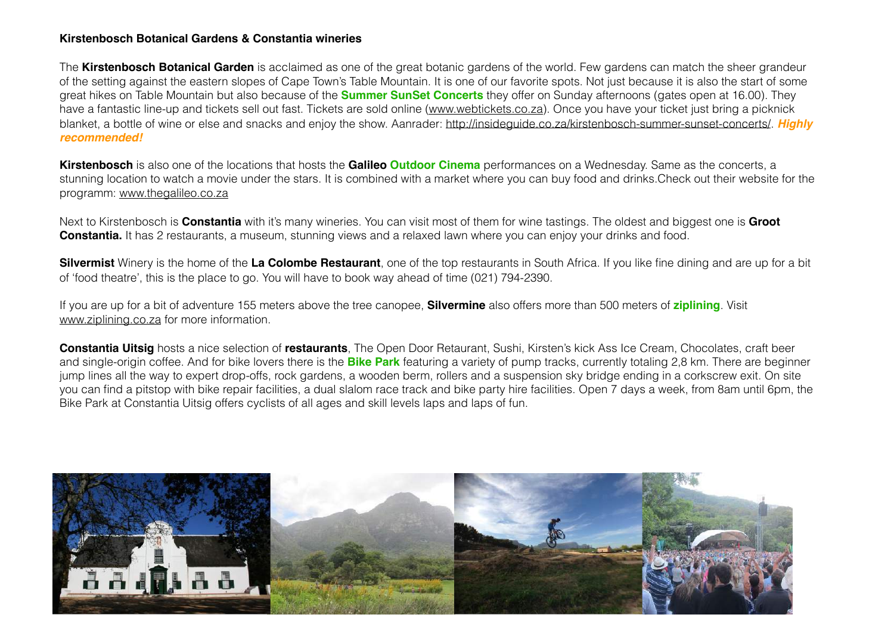**Kirstenbosch Botanical Gardens & Constantia wineries**

The **Kirstenbosch Botanical Garden** is acclaimed as one of the great botanic gardens of the world. Few gardens can match the sheer grandeur of the setting against the eastern slopes of Cape Town's Table Mountain. It is one of our favorite spots. Not just because it is also the start of some great hikes on Table Mountain but also because of the **Summer SunSet Concerts** they offer on Sunday afternoons (gates open at 16.00). They have a fantastic line-up and tickets sell out fast. Tickets are sold online (www.webtickets.co.za). Once you have your ticket just bring a picknick blanket, a bottle of wine or else and snacks and enjoy the show. Aanrader: http://insideguide.co.za/kirstenbosch-summer-sunset-concerts/. ***Highly recommended!***

**Kirstenbosch** is also one of the locations that hosts the **Galileo Outdoor Cinema** performances on a Wednesday. Same as the concerts, a stunning location to watch a movie under the stars. It is combined with a market where you can buy food and drinks.Check out their website for the programm: www.thegalileo.co.za

Next to Kirstenbosch is **Constantia** with it's many wineries. You can visit most of them for wine tastings. The oldest and biggest one is **Groot Constantia.** It has 2 restaurants, a museum, stunning views and a relaxed lawn where you can enjoy your drinks and food.

**Silvermist** Winery is the home of the **La Colombe Restaurant**, one of the top restaurants in South Africa. If you like fine dining and are up for a bit of 'food theatre', this is the place to go. You will have to book way ahead of time (021) 794-2390.

If you are up for a bit of adventure 155 meters above the tree canopee, **Silvermine** also offers more than 500 meters of **ziplining**. Visit www.ziplining.co.za for more information.

**Constantia Uitsig** hosts a nice selection of **restaurants**, The Open Door Retaurant, Sushi, Kirsten's kick Ass Ice Cream, Chocolates, craft beer and single-origin coffee. And for bike lovers there is the **Bike Park** featuring a variety of pump tracks, currently totaling 2,8 km. There are beginner jump lines all the way to expert drop-offs, rock gardens, a wooden berm, rollers and a suspension sky bridge ending in a corkscrew exit. On site you can find a pitstop with bike repair facilities, a dual slalom race track and bike party hire facilities. Open 7 days a week, from 8am until 6pm, the Bike Park at Constantia Uitsig offers cyclists of all ages and skill levels laps and laps of fun.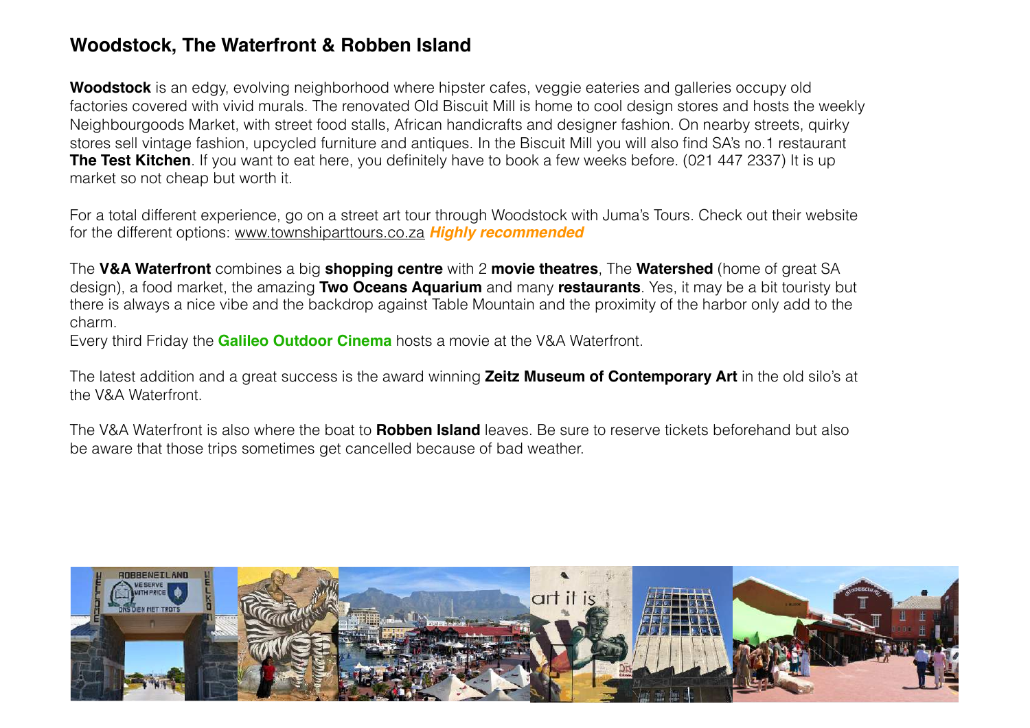## Woodstock, The Waterfront & Robben Island

**Woodstock** is an edgy, evolving neighborhood where hipster cafes, veggie eateries and galleries occupy old factories covered with vivid murals. The renovated Old Biscuit Mill is home to cool design stores and hosts the weekly Neighbourgoods Market, with street food stalls, African handicrafts and designer fashion. On nearby streets, quirky stores sell vintage fashion, upcycled furniture and antiques. In the Biscuit Mill you will also find SA's no.1 restaurant **The Test Kitchen**. If you want to eat here, you definitely have to book a few weeks before. (021 447 2337) It is up market so not cheap but worth it.

For a total different experience, go on a street art tour through Woodstock with Juma's Tours. Check out their website for the different options: www.townshiparttours.co.za ***Highly recommended***

The **V&A Waterfront** combines a big **shopping centre** with 2 **movie theatres**, The **Watershed** (home of great SA design), a food market, the amazing **Two Oceans Aquarium** and many **restaurants**. Yes, it may be a bit touristy but there is always a nice vibe and the backdrop against Table Mountain and the proximity of the harbor only add to the charm.
Every third Friday the **Galileo Outdoor Cinema** hosts a movie at the V&A Waterfront.

The latest addition and a great success is the award winning **Zeitz Museum of Contemporary Art** in the old silo's at the V&A Waterfront.

The V&A Waterfront is also where the boat to **Robben Island** leaves. Be sure to reserve tickets beforehand but also be aware that those trips sometimes get cancelled because of bad weather.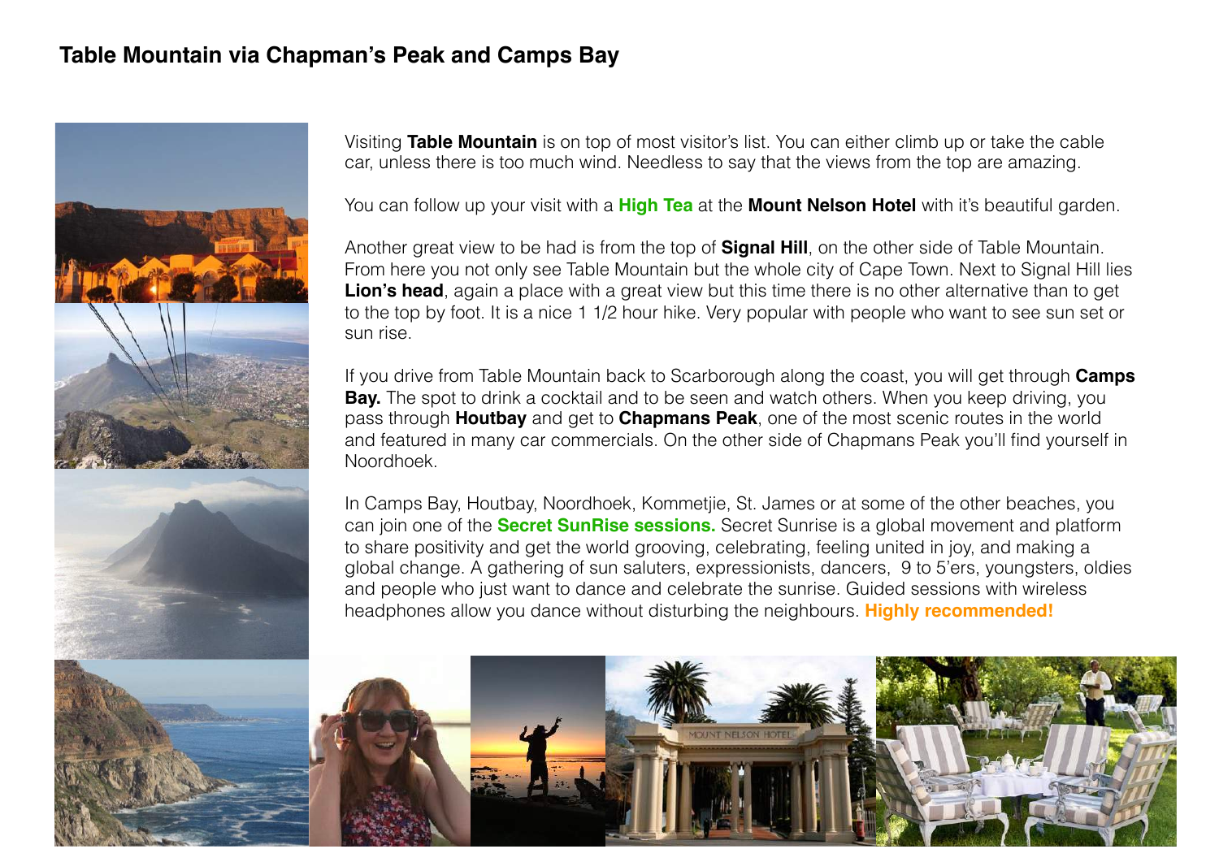# Table Mountain via Chapman's Peak and Camps Bay

Visiting **Table Mountain** is on top of most visitor's list. You can either climb up or take the cable car, unless there is too much wind. Needless to say that the views from the top are amazing.

You can follow up your visit with a **High Tea** at the **Mount Nelson Hotel** with it's beautiful garden.

Another great view to be had is from the top of **Signal Hill**, on the other side of Table Mountain. From here you not only see Table Mountain but the whole city of Cape Town. Next to Signal Hill lies **Lion's head**, again a place with a great view but this time there is no other alternative than to get to the top by foot. It is a nice 1 1/2 hour hike. Very popular with people who want to see sun set or sun rise.

If you drive from Table Mountain back to Scarborough along the coast, you will get through **Camps Bay.** The spot to drink a cocktail and to be seen and watch others. When you keep driving, you pass through **Houtbay** and get to **Chapmans Peak**, one of the most scenic routes in the world and featured in many car commercials. On the other side of Chapmans Peak you'll find yourself in Noordhoek.

In Camps Bay, Houtbay, Noordhoek, Kommetjie, St. James or at some of the other beaches, you can join one of the **Secret SunRise sessions.** Secret Sunrise is a global movement and platform to share positivity and get the world grooving, celebrating, feeling united in joy, and making a global change. A gathering of sun saluters, expressionists, dancers, 9 to 5'ers, youngsters, oldies and people who just want to dance and celebrate the sunrise. Guided sessions with wireless headphones allow you dance without disturbing the neighbours. **Highly recommended!**